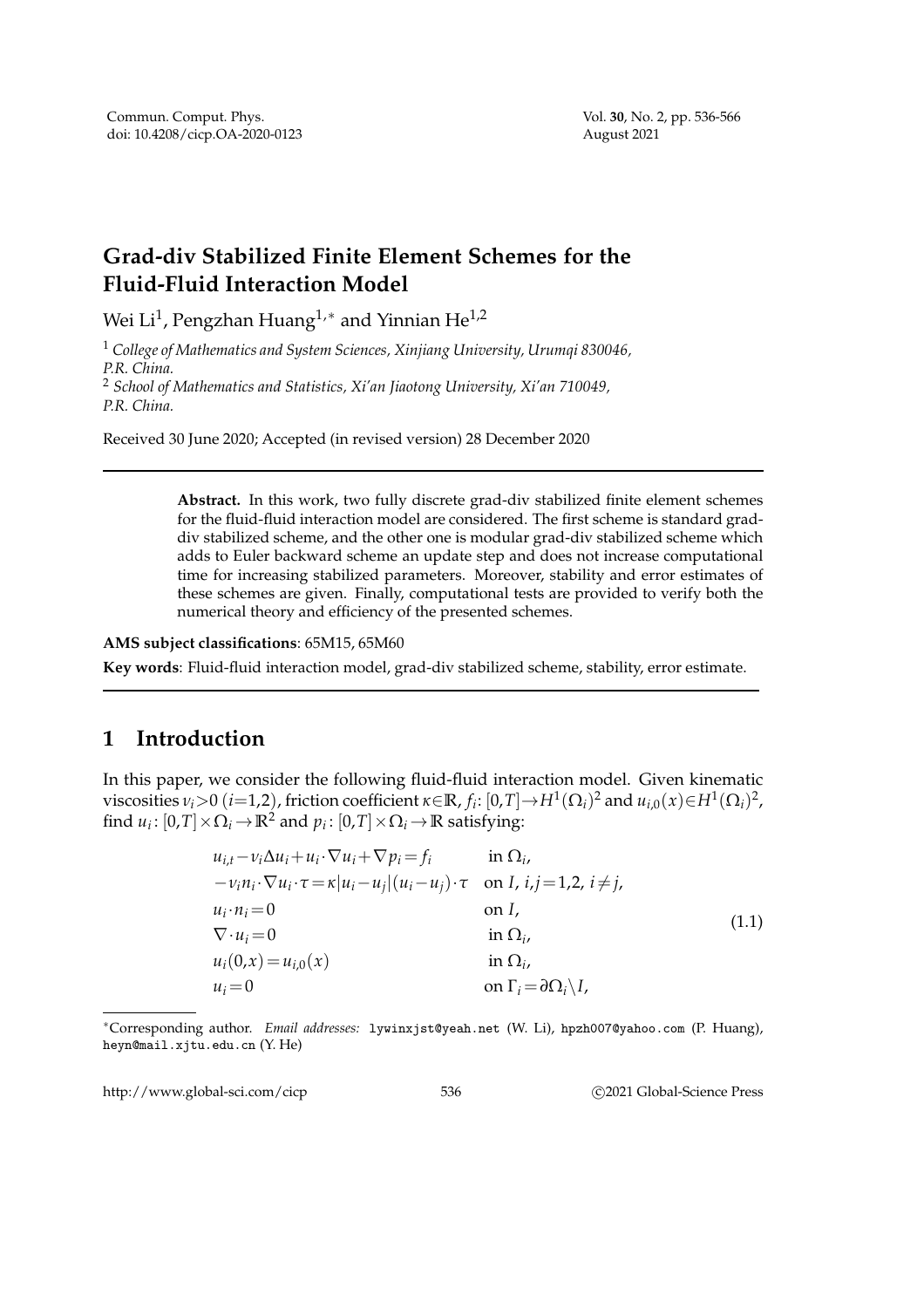# Grad-div Stabilized Finite Element Schemes for the Fluid-Fluid Interaction Model

Wei Li[1], Pengzhan Huang[1,*] and Yinnian He[1,2]

[1] *College of Mathematics and System Sciences, Xinjiang University, Urumqi 830046, P.R. China.*
[2] *School of Mathematics and Statistics, Xi'an Jiaotong University, Xi'an 710049, P.R. China.*

Received 30 June 2020; Accepted (in revised version) 28 December 2020

---

**Abstract.** In this work, two fully discrete grad-div stabilized finite element schemes for the fluid-fluid interaction model are considered. The first scheme is standard grad-div stabilized scheme, and the other one is modular grad-div stabilized scheme which adds to Euler backward scheme an update step and does not increase computational time for increasing stabilized parameters. Moreover, stability and error estimates of these schemes are given. Finally, computational tests are provided to verify both the numerical theory and efficiency of the presented schemes.

**AMS subject classifications**: 65M15, 65M60

**Key words**: Fluid-fluid interaction model, grad-div stabilized scheme, stability, error estimate.

---

## 1 Introduction

In this paper, we consider the following fluid-fluid interaction model. Given kinematic viscosities $\nu_i > 0$ $(i=1,2)$, friction coefficient $\kappa \in \mathbb{R}$, $f_i: [0,T] \to H^1(\Omega_i)^2$ and $u_{i,0}(x) \in H^1(\Omega_i)^2$, find $u_i: [0,T] \times \Omega_i \to \mathbb{R}^2$ and $p_i: [0,T] \times \Omega_i \to \mathbb{R}$ satisfying:

$$
\begin{aligned}
& u_{i,t} - \nu_i \Delta u_i + u_i \cdot \nabla u_i + \nabla p_i = f_i && \text{in } \Omega_i, \\
& -\nu_i n_i \cdot \nabla u_i \cdot \tau = \kappa |u_i - u_j| (u_i - u_j) \cdot \tau && \text{on } I,\ i,j = 1,2,\ i \neq j, \\
& u_i \cdot n_i = 0 && \text{on } I, \\
& \nabla \cdot u_i = 0 && \text{in } \Omega_i, \\
& u_i(0,x) = u_{i,0}(x) && \text{in } \Omega_i, \\
& u_i = 0 && \text{on } \Gamma_i = \partial \Omega_i \backslash I,
\end{aligned}
\tag{1.1}
$$

---

*Corresponding author. *Email addresses:* lywinxjst@yeah.net (W. Li), hpzh007@yahoo.com (P. Huang), heyn@mail.xjtu.edu.cn (Y. He)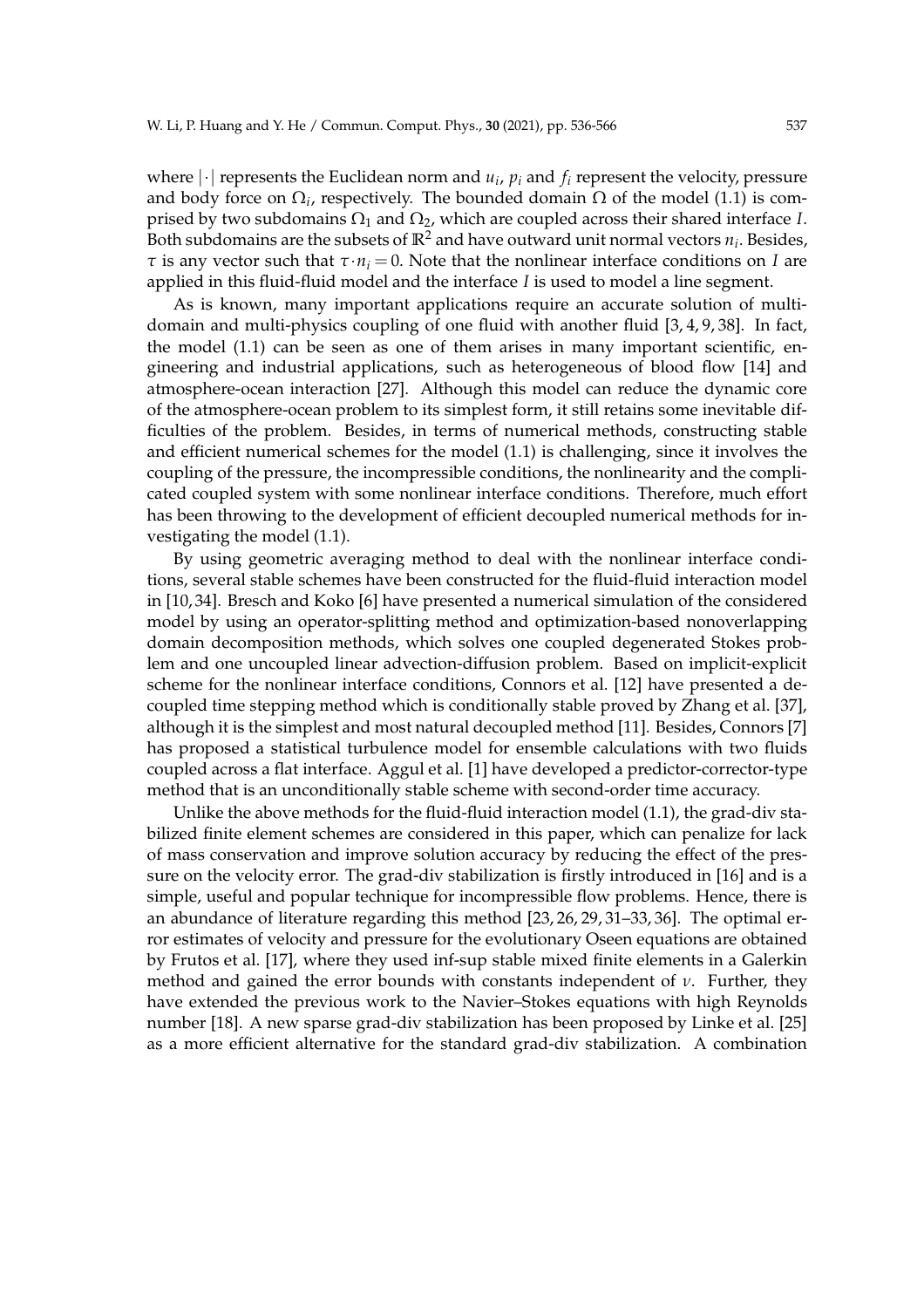where $|\cdot|$ represents the Euclidean norm and $u_i$, $p_i$ and $f_i$ represent the velocity, pressure and body force on $\Omega_i$, respectively. The bounded domain $\Omega$ of the model (1.1) is comprised by two subdomains $\Omega_1$ and $\Omega_2$, which are coupled across their shared interface $I$. Both subdomains are the subsets of $\mathbb{R}^2$ and have outward unit normal vectors $n_i$. Besides, $\tau$ is any vector such that $\tau \cdot n_i = 0$. Note that the nonlinear interface conditions on $I$ are applied in this fluid-fluid model and the interface $I$ is used to model a line segment.

As is known, many important applications require an accurate solution of multi-domain and multi-physics coupling of one fluid with another fluid [3, 4, 9, 38]. In fact, the model (1.1) can be seen as one of them arises in many important scientific, engineering and industrial applications, such as heterogeneous of blood flow [14] and atmosphere-ocean interaction [27]. Although this model can reduce the dynamic core of the atmosphere-ocean problem to its simplest form, it still retains some inevitable difficulties of the problem. Besides, in terms of numerical methods, constructing stable and efficient numerical schemes for the model (1.1) is challenging, since it involves the coupling of the pressure, the incompressible conditions, the nonlinearity and the complicated coupled system with some nonlinear interface conditions. Therefore, much effort has been throwing to the development of efficient decoupled numerical methods for investigating the model (1.1).

By using geometric averaging method to deal with the nonlinear interface conditions, several stable schemes have been constructed for the fluid-fluid interaction model in [10, 34]. Bresch and Koko [6] have presented a numerical simulation of the considered model by using an operator-splitting method and optimization-based nonoverlapping domain decomposition methods, which solves one coupled degenerated Stokes problem and one uncoupled linear advection-diffusion problem. Based on implicit-explicit scheme for the nonlinear interface conditions, Connors et al. [12] have presented a decoupled time stepping method which is conditionally stable proved by Zhang et al. [37], although it is the simplest and most natural decoupled method [11]. Besides, Connors [7] has proposed a statistical turbulence model for ensemble calculations with two fluids coupled across a flat interface. Aggul et al. [1] have developed a predictor-corrector-type method that is an unconditionally stable scheme with second-order time accuracy.

Unlike the above methods for the fluid-fluid interaction model (1.1), the grad-div stabilized finite element schemes are considered in this paper, which can penalize for lack of mass conservation and improve solution accuracy by reducing the effect of the pressure on the velocity error. The grad-div stabilization is firstly introduced in [16] and is a simple, useful and popular technique for incompressible flow problems. Hence, there is an abundance of literature regarding this method [23, 26, 29, 31–33, 36]. The optimal error estimates of velocity and pressure for the evolutionary Oseen equations are obtained by Frutos et al. [17], where they used inf-sup stable mixed finite elements in a Galerkin method and gained the error bounds with constants independent of $\nu$. Further, they have extended the previous work to the Navier–Stokes equations with high Reynolds number [18]. A new sparse grad-div stabilization has been proposed by Linke et al. [25] as a more efficient alternative for the standard grad-div stabilization. A combination